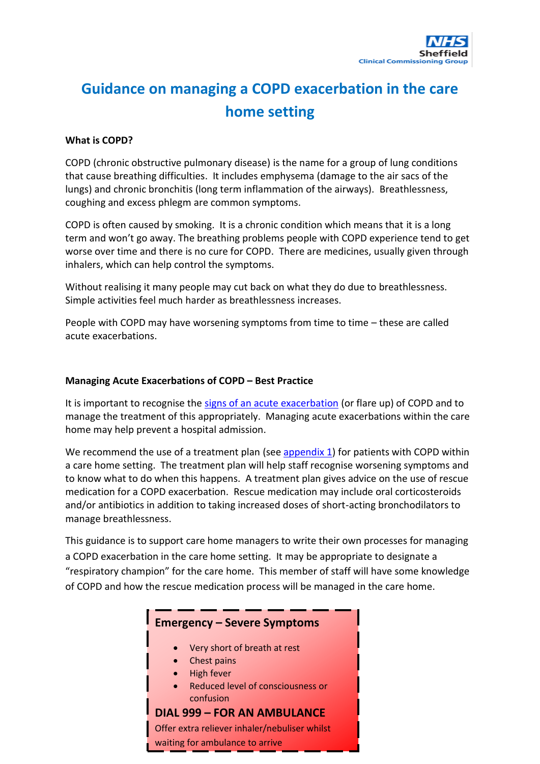# Guidance on managing a COPD exacerbation in the care home setting

**What is COPD?**

COPD (chronic obstructive pulmonary disease) is the name for a group of lung conditions that cause breathing difficulties. It includes emphysema (damage to the air sacs of the lungs) and chronic bronchitis (long term inflammation of the airways). Breathlessness, coughing and excess phlegm are common symptoms.

COPD is often caused by smoking. It is a chronic condition which means that it is a long term and won't go away. The breathing problems people with COPD experience tend to get worse over time and there is no cure for COPD. There are medicines, usually given through inhalers, which can help control the symptoms.

Without realising it many people may cut back on what they do due to breathlessness. Simple activities feel much harder as breathlessness increases.

People with COPD may have worsening symptoms from time to time – these are called acute exacerbations.

**Managing Acute Exacerbations of COPD – Best Practice**

It is important to recognise the signs of an acute exacerbation (or flare up) of COPD and to manage the treatment of this appropriately. Managing acute exacerbations within the care home may help prevent a hospital admission.

We recommend the use of a treatment plan (see appendix 1) for patients with COPD within a care home setting. The treatment plan will help staff recognise worsening symptoms and to know what to do when this happens. A treatment plan gives advice on the use of rescue medication for a COPD exacerbation. Rescue medication may include oral corticosteroids and/or antibiotics in addition to taking increased doses of short-acting bronchodilators to manage breathlessness.

This guidance is to support care home managers to write their own processes for managing a COPD exacerbation in the care home setting. It may be appropriate to designate a "respiratory champion" for the care home. This member of staff will have some knowledge of COPD and how the rescue medication process will be managed in the care home.

**Emergency – Severe Symptoms**

- Very short of breath at rest
- Chest pains
- High fever
- Reduced level of consciousness or confusion

**DIAL 999 – FOR AN AMBULANCE**

Offer extra reliever inhaler/nebuliser whilst waiting for ambulance to arrive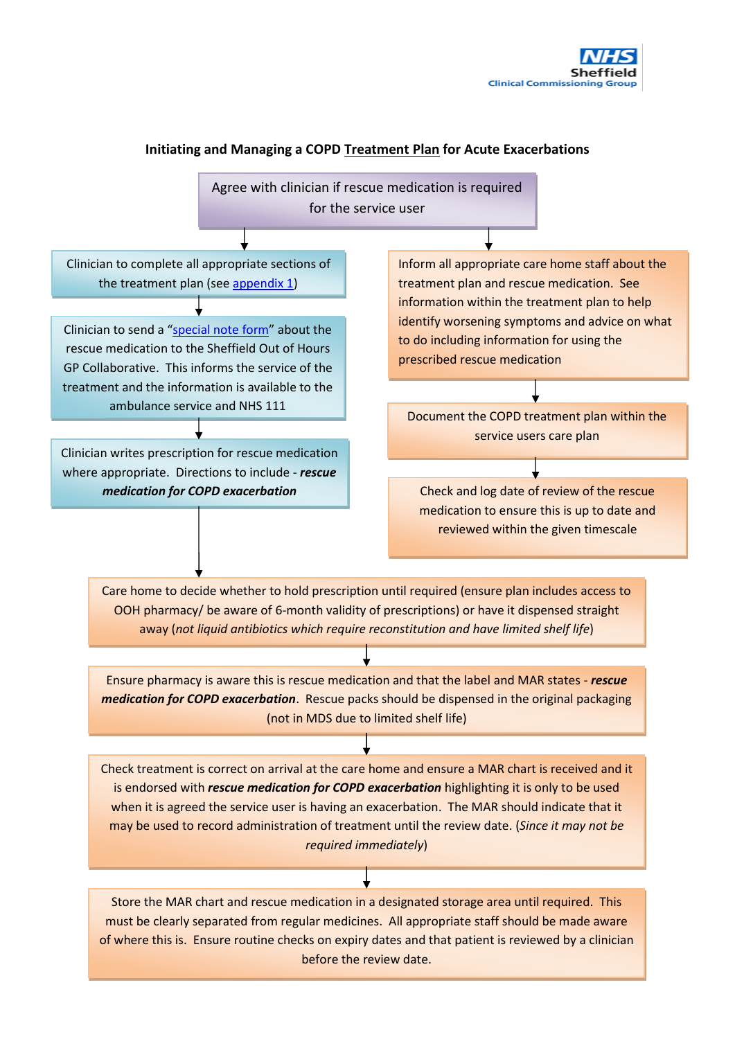## Initiating and Managing a COPD Treatment Plan for Acute Exacerbations

Agree with clinician if rescue medication is required for the service user

Clinician to complete all appropriate sections of the treatment plan (see appendix 1)

Clinician to send a "special note form" about the rescue medication to the Sheffield Out of Hours GP Collaborative. This informs the service of the treatment and the information is available to the ambulance service and NHS 111

Clinician writes prescription for rescue medication where appropriate. Directions to include - ***rescue medication for COPD exacerbation***

Inform all appropriate care home staff about the treatment plan and rescue medication. See information within the treatment plan to help identify worsening symptoms and advice on what to do including information for using the prescribed rescue medication

Document the COPD treatment plan within the service users care plan

Check and log date of review of the rescue medication to ensure this is up to date and reviewed within the given timescale

Care home to decide whether to hold prescription until required (ensure plan includes access to OOH pharmacy/ be aware of 6-month validity of prescriptions) or have it dispensed straight away (*not liquid antibiotics which require reconstitution and have limited shelf life*)

Ensure pharmacy is aware this is rescue medication and that the label and MAR states - ***rescue medication for COPD exacerbation***. Rescue packs should be dispensed in the original packaging (not in MDS due to limited shelf life)

Check treatment is correct on arrival at the care home and ensure a MAR chart is received and it is endorsed with ***rescue medication for COPD exacerbation*** highlighting it is only to be used when it is agreed the service user is having an exacerbation. The MAR should indicate that it may be used to record administration of treatment until the review date. (*Since it may not be required immediately*)

Store the MAR chart and rescue medication in a designated storage area until required. This must be clearly separated from regular medicines. All appropriate staff should be made aware of where this is. Ensure routine checks on expiry dates and that patient is reviewed by a clinician before the review date.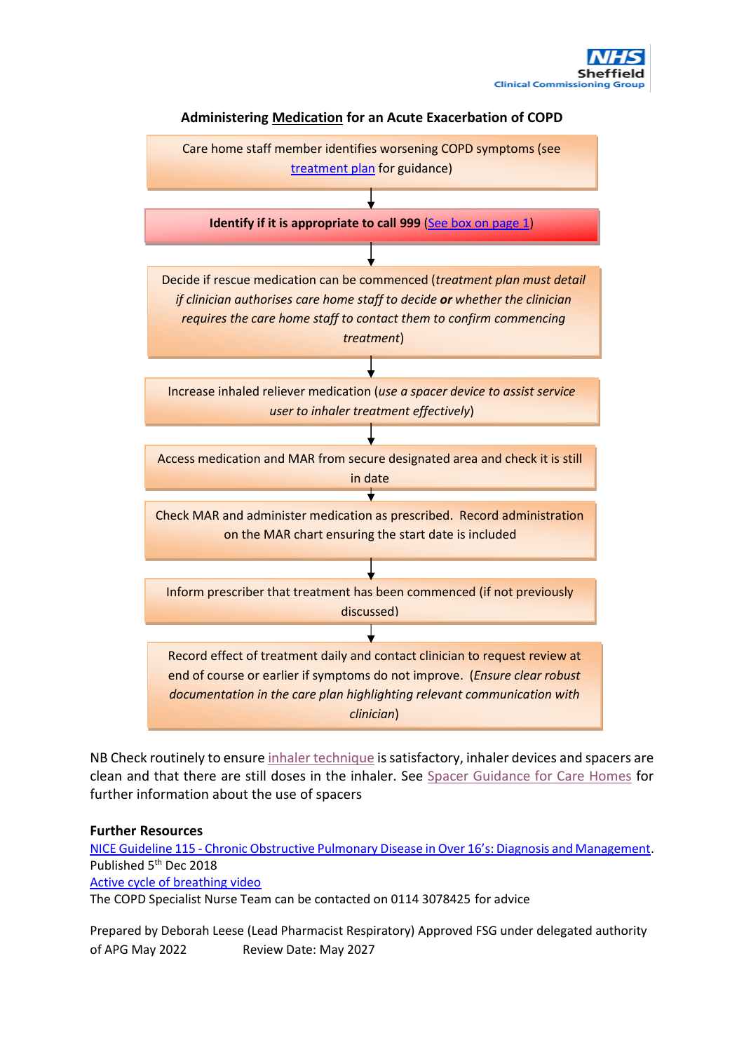## Administering Medication for an Acute Exacerbation of COPD

Care home staff member identifies worsening COPD symptoms (see treatment plan for guidance)

↓

**Identify if it is appropriate to call 999** (See box on page 1)

↓

Decide if rescue medication can be commenced (*treatment plan must detail if clinician authorises care home staff to decide* ***or*** *whether the clinician requires the care home staff to contact them to confirm commencing treatment*)

↓

Increase inhaled reliever medication (*use a spacer device to assist service user to inhaler treatment effectively*)

↓

Access medication and MAR from secure designated area and check it is still in date

↓

Check MAR and administer medication as prescribed. Record administration on the MAR chart ensuring the start date is included

↓

Inform prescriber that treatment has been commenced (if not previously discussed)

↓

Record effect of treatment daily and contact clinician to request review at end of course or earlier if symptoms do not improve. (*Ensure clear robust documentation in the care plan highlighting relevant communication with clinician*)

NB Check routinely to ensure inhaler technique is satisfactory, inhaler devices and spacers are clean and that there are still doses in the inhaler. See Spacer Guidance for Care Homes for further information about the use of spacers

**Further Resources**

NICE Guideline 115 - Chronic Obstructive Pulmonary Disease in Over 16's: Diagnosis and Management. Published 5th Dec 2018

Active cycle of breathing video

The COPD Specialist Nurse Team can be contacted on 0114 3078425 for advice

Prepared by Deborah Leese (Lead Pharmacist Respiratory) Approved FSG under delegated authority of APG May 2022 Review Date: May 2027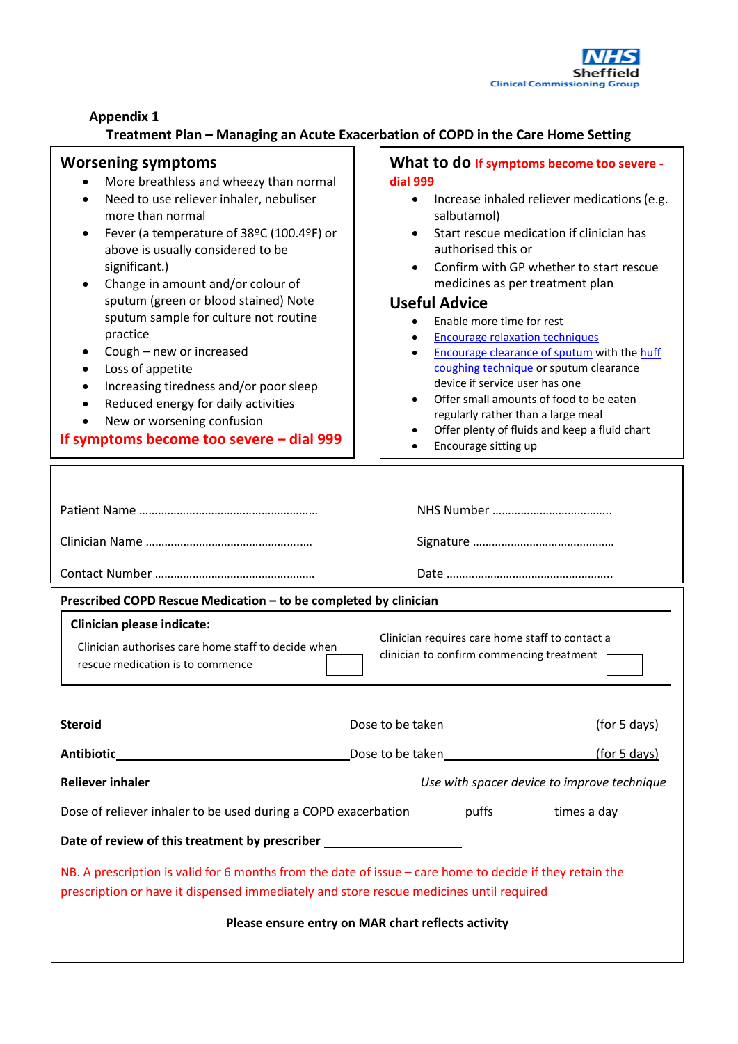**Appendix 1**

## Treatment Plan – Managing an Acute Exacerbation of COPD in the Care Home Setting

### Worsening symptoms

- More breathless and wheezy than normal
- Need to use reliever inhaler, nebuliser more than normal
- Fever (a temperature of 38ºC (100.4ºF) or above is usually considered to be significant.)
- Change in amount and/or colour of sputum (green or blood stained) Note sputum sample for culture not routine practice
- Cough – new or increased
- Loss of appetite
- Increasing tiredness and/or poor sleep
- Reduced energy for daily activities
- New or worsening confusion

**If symptoms become too severe – dial 999**

### What to do If symptoms become too severe - dial 999

- Increase inhaled reliever medications (e.g. salbutamol)
- Start rescue medication if clinician has authorised this or
- Confirm with GP whether to start rescue medicines as per treatment plan

### Useful Advice

- Enable more time for rest
- Encourage relaxation techniques
- Encourage clearance of sputum with the huff coughing technique or sputum clearance device if service user has one
- Offer small amounts of food to be eaten regularly rather than a large meal
- Offer plenty of fluids and keep a fluid chart
- Encourage sitting up

Patient Name ………………………………………………… NHS Number ……………………………….

Clinician Name …………………………………………… Signature ……………………………………

Contact Number ………………………………………… Date ……………………………………………

**Prescribed COPD Rescue Medication – to be completed by clinician**

**Clinician please indicate:**

Clinician authorises care home staff to decide when rescue medication is to commence ☐

Clinician requires care home staff to contact a clinician to confirm commencing treatment ☐

**Steroid**\_\_\_\_\_\_\_\_\_\_\_\_\_\_\_\_\_\_\_\_ Dose to be taken\_\_\_\_\_\_\_\_\_\_\_\_\_\_\_\_\_\_ (for 5 days)

**Antibiotic**\_\_\_\_\_\_\_\_\_\_\_\_\_\_\_\_\_\_\_\_ Dose to be taken\_\_\_\_\_\_\_\_\_\_\_\_\_\_\_\_\_\_ (for 5 days)

**Reliever inhaler**\_\_\_\_\_\_\_\_\_\_\_\_\_\_\_\_\_\_\_\_ *Use with spacer device to improve technique*

Dose of reliever inhaler to be used during a COPD exacerbation\_\_\_\_\_\_\_\_puffs\_\_\_\_\_\_\_\_times a day

**Date of review of this treatment by prescriber** \_\_\_\_\_\_\_\_\_\_\_\_\_\_\_\_\_\_

NB. A prescription is valid for 6 months from the date of issue – care home to decide if they retain the prescription or have it dispensed immediately and store rescue medicines until required

**Please ensure entry on MAR chart reflects activity**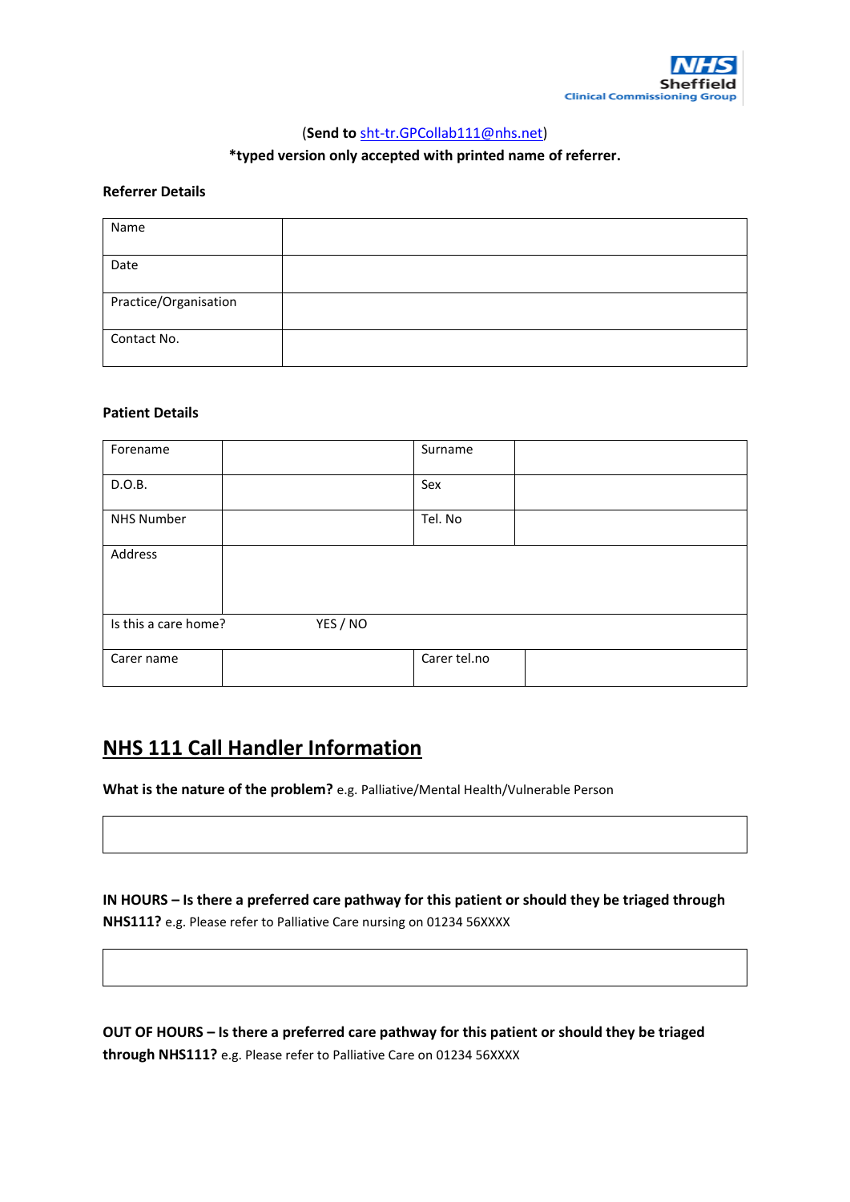NHS Sheffield
Clinical Commissioning Group

(**Send to** sht-tr.GPCollab111@nhs.net)

**\*typed version only accepted with printed name of referrer.**

**Referrer Details**

| Name | |
|---|---|
| Date | |
| Practice/Organisation | |
| Contact No. | |

**Patient Details**

| Forename | | Surname | |
|---|---|---|---|
| D.O.B. | | Sex | |
| NHS Number | | Tel. No | |
| Address | | | |
| Is this a care home? | YES / NO | | |
| Carer name | | Carer tel.no | |

## NHS 111 Call Handler Information

**What is the nature of the problem?** e.g. Palliative/Mental Health/Vulnerable Person

| |
|---|
| |

**IN HOURS – Is there a preferred care pathway for this patient or should they be triaged through NHS111?** e.g. Please refer to Palliative Care nursing on 01234 56XXXX

| |
|---|
| |

**OUT OF HOURS – Is there a preferred care pathway for this patient or should they be triaged through NHS111?** e.g. Please refer to Palliative Care on 01234 56XXXX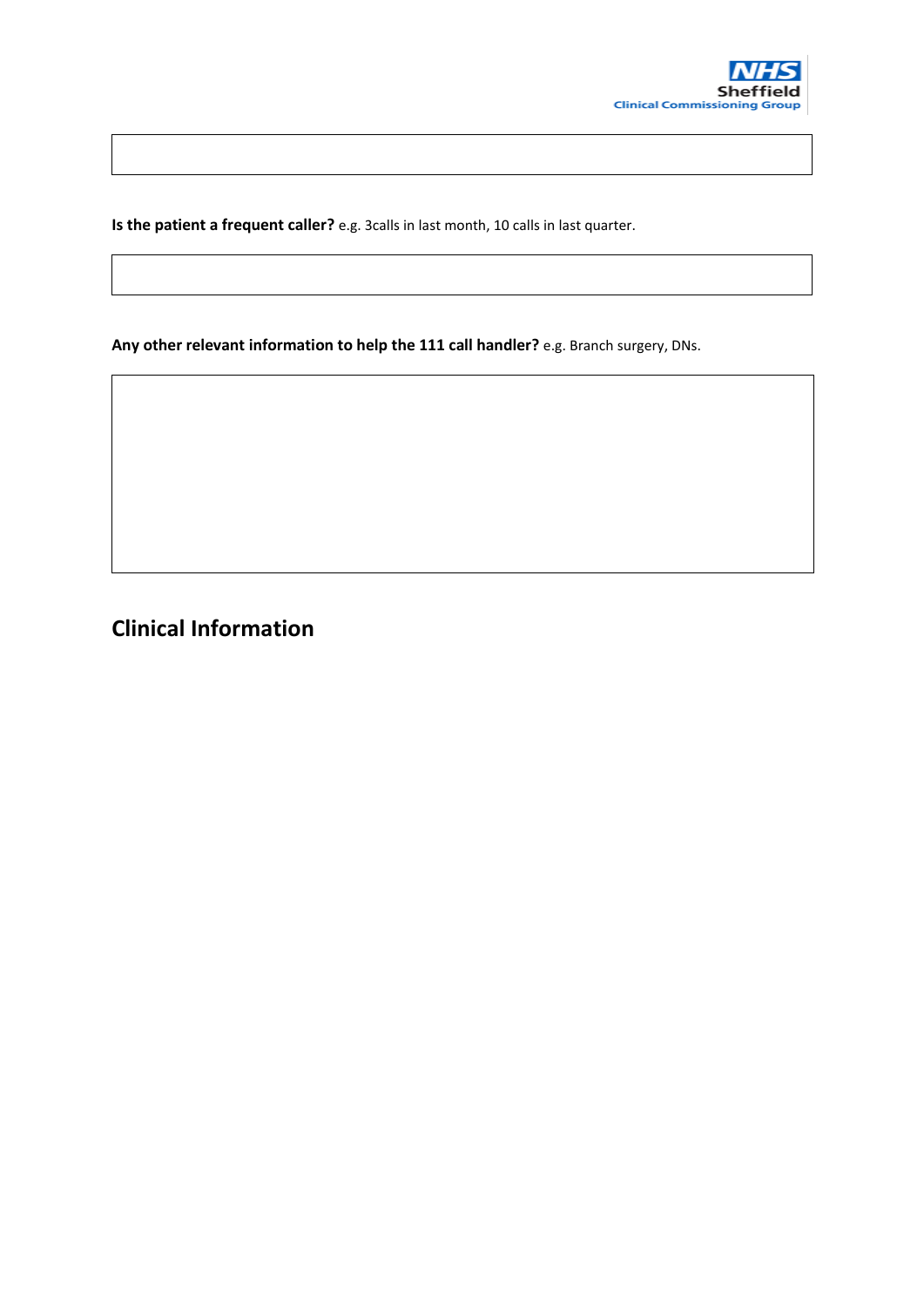**Is the patient a frequent caller?** e.g. 3calls in last month, 10 calls in last quarter.

**Any other relevant information to help the 111 call handler?** e.g. Branch surgery, DNs.

## Clinical Information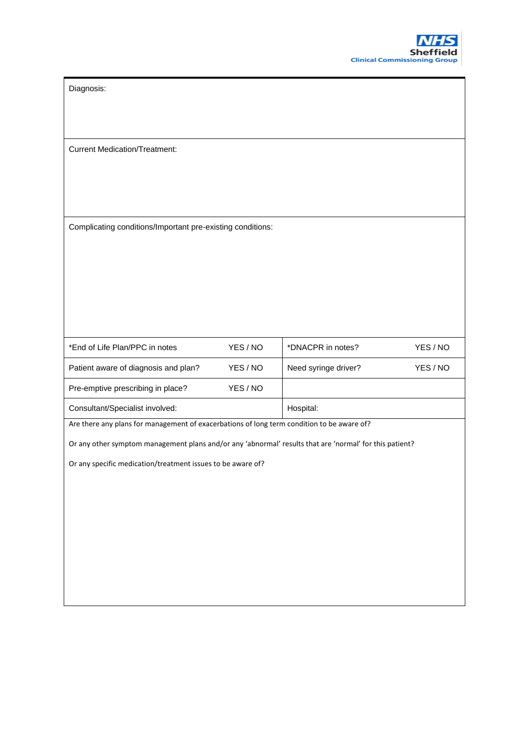Diagnosis:

Current Medication/Treatment:

Complicating conditions/Important pre-existing conditions:

| | | | |
|---|---|---|---|
| *End of Life Plan/PPC in notes | YES / NO | *DNACPR in notes? | YES / NO |
| Patient aware of diagnosis and plan? | YES / NO | Need syringe driver? | YES / NO |
| Pre-emptive prescribing in place? | YES / NO | | |
| Consultant/Specialist involved: | | Hospital: | |

Are there any plans for management of exacerbations of long term condition to be aware of?

Or any other symptom management plans and/or any 'abnormal' results that are 'normal' for this patient?

Or any specific medication/treatment issues to be aware of?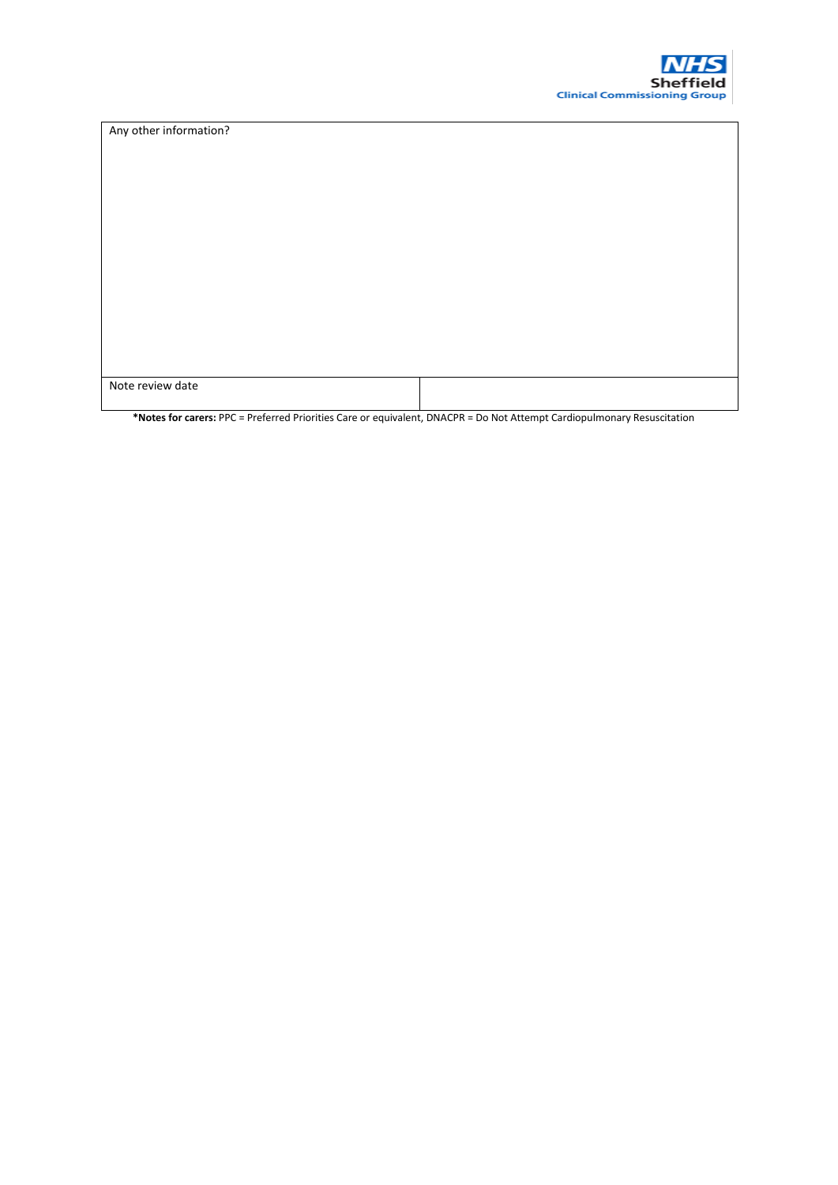| | |
|---|---|
| Any other information? | |
| Note review date | |

**\*Notes for carers:** PPC = Preferred Priorities Care or equivalent, DNACPR = Do Not Attempt Cardiopulmonary Resuscitation